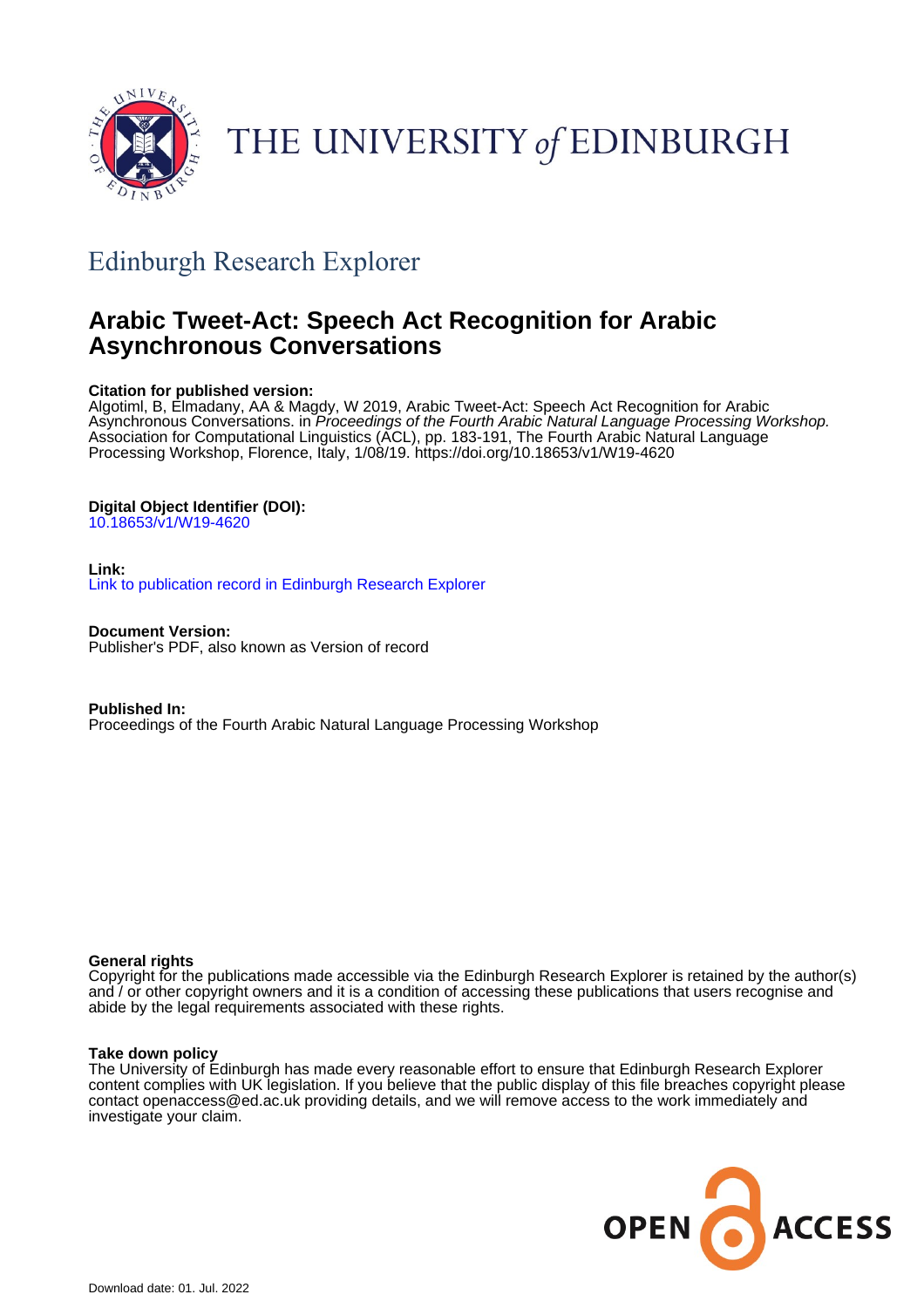THE UNIVERSITY *of* EDINBURGH

## Edinburgh Research Explorer

# Arabic Tweet-Act: Speech Act Recognition for Arabic Asynchronous Conversations

**Citation for published version:**
Algotiml, B, Elmadany, AA & Magdy, W 2019, Arabic Tweet-Act: Speech Act Recognition for Arabic Asynchronous Conversations. in *Proceedings of the Fourth Arabic Natural Language Processing Workshop.* Association for Computational Linguistics (ACL), pp. 183-191, The Fourth Arabic Natural Language Processing Workshop, Florence, Italy, 1/08/19. https://doi.org/10.18653/v1/W19-4620

**Digital Object Identifier (DOI):**
10.18653/v1/W19-4620

**Link:**
Link to publication record in Edinburgh Research Explorer

**Document Version:**
Publisher's PDF, also known as Version of record

**Published In:**
Proceedings of the Fourth Arabic Natural Language Processing Workshop

**General rights**
Copyright for the publications made accessible via the Edinburgh Research Explorer is retained by the author(s) and / or other copyright owners and it is a condition of accessing these publications that users recognise and abide by the legal requirements associated with these rights.

**Take down policy**
The University of Edinburgh has made every reasonable effort to ensure that Edinburgh Research Explorer content complies with UK legislation. If you believe that the public display of this file breaches copyright please contact openaccess@ed.ac.uk providing details, and we will remove access to the work immediately and investigate your claim.

OPEN ACCESS

Download date: 01. Jul. 2022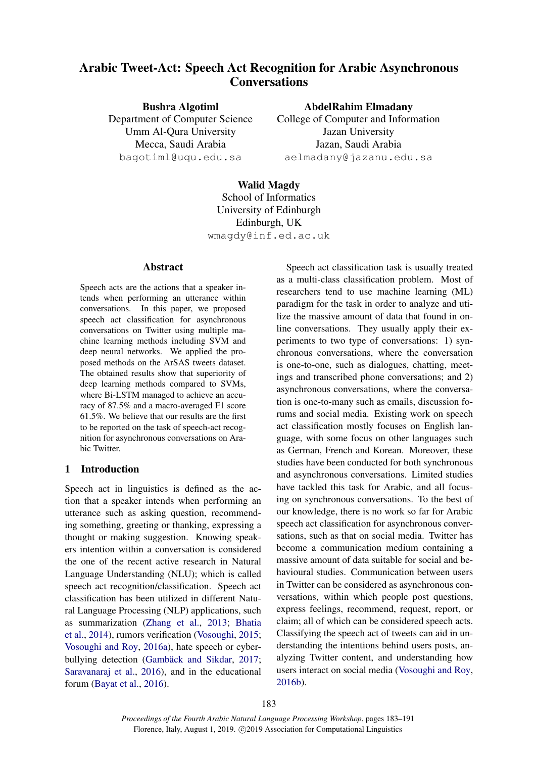# Arabic Tweet-Act: Speech Act Recognition for Arabic Asynchronous Conversations

**Bushra Algotiml**
Department of Computer Science
Umm Al-Qura University
Mecca, Saudi Arabia
bagotiml@uqu.edu.sa

**AbdelRahim Elmadany**
College of Computer and Information
Jazan University
Jazan, Saudi Arabia
aelmadany@jazanu.edu.sa

**Walid Magdy**
School of Informatics
University of Edinburgh
Edinburgh, UK
wmagdy@inf.ed.ac.uk

## Abstract

Speech acts are the actions that a speaker intends when performing an utterance within conversations. In this paper, we proposed speech act classification for asynchronous conversations on Twitter using multiple machine learning methods including SVM and deep neural networks. We applied the proposed methods on the ArSAS tweets dataset. The obtained results show that superiority of deep learning methods compared to SVMs, where Bi-LSTM managed to achieve an accuracy of 87.5% and a macro-averaged F1 score 61.5%. We believe that our results are the first to be reported on the task of speech-act recognition for asynchronous conversations on Arabic Twitter.

## 1 Introduction

Speech act in linguistics is defined as the action that a speaker intends when performing an utterance such as asking question, recommending something, greeting or thanking, expressing a thought or making suggestion. Knowing speakers intention within a conversation is considered the one of the recent active research in Natural Language Understanding (NLU); which is called speech act recognition/classification. Speech act classification has been utilized in different Natural Language Processing (NLP) applications, such as summarization (Zhang et al., 2013; Bhatia et al., 2014), rumors verification (Vosoughi, 2015; Vosoughi and Roy, 2016a), hate speech or cyberbullying detection (Gambäck and Sikdar, 2017; Saravanaraj et al., 2016), and in the educational forum (Bayat et al., 2016).

Speech act classification task is usually treated as a multi-class classification problem. Most of researchers tend to use machine learning (ML) paradigm for the task in order to analyze and utilize the massive amount of data that found in online conversations. They usually apply their experiments to two type of conversations: 1) synchronous conversations, where the conversation is one-to-one, such as dialogues, chatting, meetings and transcribed phone conversations; and 2) asynchronous conversations, where the conversation is one-to-many such as emails, discussion forums and social media. Existing work on speech act classification mostly focuses on English language, with some focus on other languages such as German, French and Korean. Moreover, these studies have been conducted for both synchronous and asynchronous conversations. Limited studies have tackled this task for Arabic, and all focusing on synchronous conversations. To the best of our knowledge, there is no work so far for Arabic speech act classification for asynchronous conversations, such as that on social media. Twitter has become a communication medium containing a massive amount of data suitable for social and behavioural studies. Communication between users in Twitter can be considered as asynchronous conversations, within which people post questions, express feelings, recommend, request, report, or claim; all of which can be considered speech acts. Classifying the speech act of tweets can aid in understanding the intentions behind users posts, analyzing Twitter content, and understanding how users interact on social media (Vosoughi and Roy, 2016b).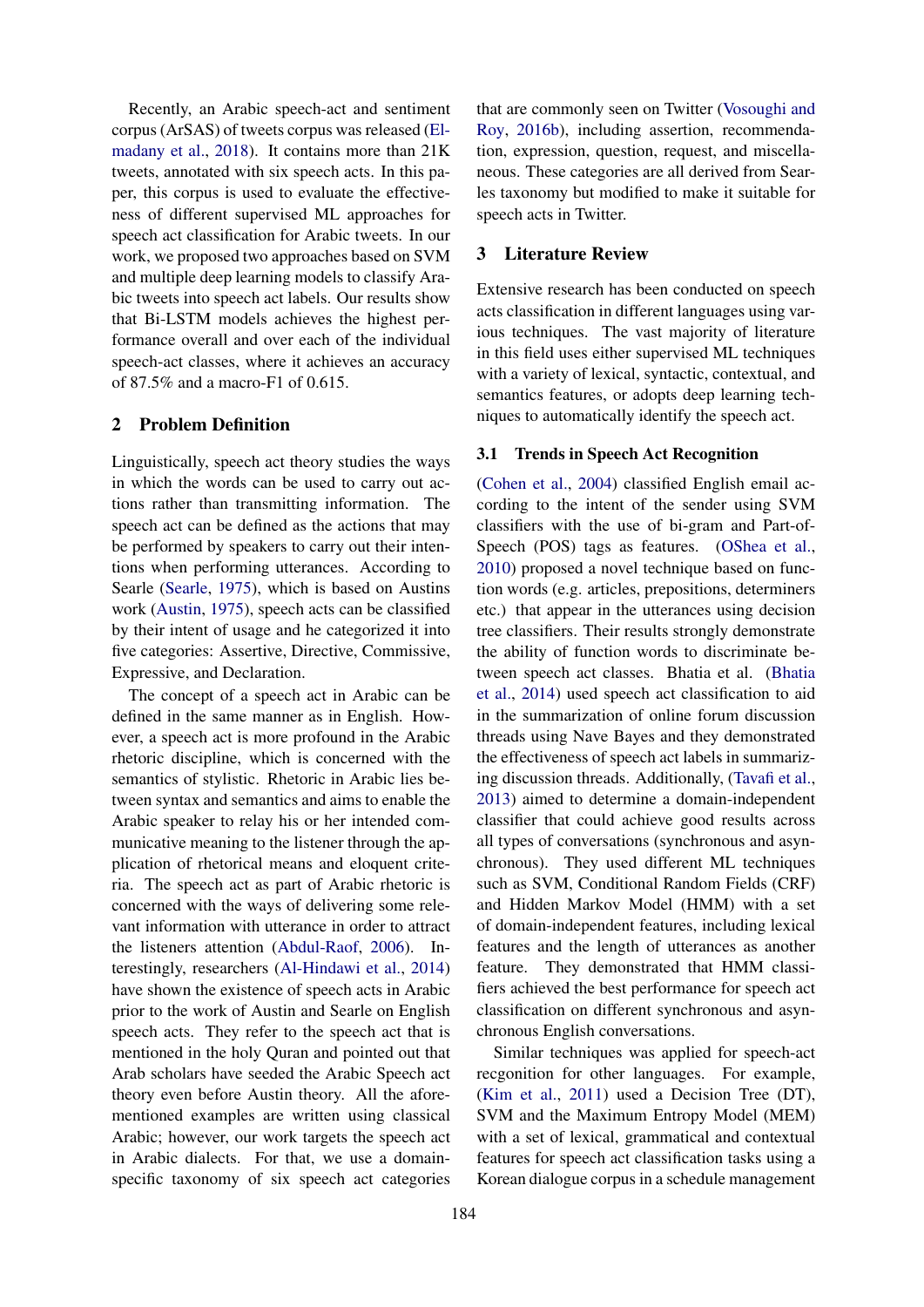Recently, an Arabic speech-act and sentiment corpus (ArSAS) of tweets corpus was released (Elmadany et al., 2018). It contains more than 21K tweets, annotated with six speech acts. In this paper, this corpus is used to evaluate the effectiveness of different supervised ML approaches for speech act classification for Arabic tweets. In our work, we proposed two approaches based on SVM and multiple deep learning models to classify Arabic tweets into speech act labels. Our results show that Bi-LSTM models achieves the highest performance overall and over each of the individual speech-act classes, where it achieves an accuracy of 87.5% and a macro-F1 of 0.615.

## 2 Problem Definition

Linguistically, speech act theory studies the ways in which the words can be used to carry out actions rather than transmitting information. The speech act can be defined as the actions that may be performed by speakers to carry out their intentions when performing utterances. According to Searle (Searle, 1975), which is based on Austins work (Austin, 1975), speech acts can be classified by their intent of usage and he categorized it into five categories: Assertive, Directive, Commissive, Expressive, and Declaration.

The concept of a speech act in Arabic can be defined in the same manner as in English. However, a speech act is more profound in the Arabic rhetoric discipline, which is concerned with the semantics of stylistic. Rhetoric in Arabic lies between syntax and semantics and aims to enable the Arabic speaker to relay his or her intended communicative meaning to the listener through the application of rhetorical means and eloquent criteria. The speech act as part of Arabic rhetoric is concerned with the ways of delivering some relevant information with utterance in order to attract the listeners attention (Abdul-Raof, 2006). Interestingly, researchers (Al-Hindawi et al., 2014) have shown the existence of speech acts in Arabic prior to the work of Austin and Searle on English speech acts. They refer to the speech act that is mentioned in the holy Quran and pointed out that Arab scholars have seeded the Arabic Speech act theory even before Austin theory. All the aforementioned examples are written using classical Arabic; however, our work targets the speech act in Arabic dialects. For that, we use a domain-specific taxonomy of six speech act categories that are commonly seen on Twitter (Vosoughi and Roy, 2016b), including assertion, recommendation, expression, question, request, and miscellaneous. These categories are all derived from Searles taxonomy but modified to make it suitable for speech acts in Twitter.

## 3 Literature Review

Extensive research has been conducted on speech acts classification in different languages using various techniques. The vast majority of literature in this field uses either supervised ML techniques with a variety of lexical, syntactic, contextual, and semantics features, or adopts deep learning techniques to automatically identify the speech act.

### 3.1 Trends in Speech Act Recognition

(Cohen et al., 2004) classified English email according to the intent of the sender using SVM classifiers with the use of bi-gram and Part-of-Speech (POS) tags as features. (OShea et al., 2010) proposed a novel technique based on function words (e.g. articles, prepositions, determiners etc.) that appear in the utterances using decision tree classifiers. Their results strongly demonstrate the ability of function words to discriminate between speech act classes. Bhatia et al. (Bhatia et al., 2014) used speech act classification to aid in the summarization of online forum discussion threads using Nave Bayes and they demonstrated the effectiveness of speech act labels in summarizing discussion threads. Additionally, (Tavafi et al., 2013) aimed to determine a domain-independent classifier that could achieve good results across all types of conversations (synchronous and asynchronous). They used different ML techniques such as SVM, Conditional Random Fields (CRF) and Hidden Markov Model (HMM) with a set of domain-independent features, including lexical features and the length of utterances as another feature. They demonstrated that HMM classifiers achieved the best performance for speech act classification on different synchronous and asynchronous English conversations.

Similar techniques was applied for speech-act recgonition for other languages. For example, (Kim et al., 2011) used a Decision Tree (DT), SVM and the Maximum Entropy Model (MEM) with a set of lexical, grammatical and contextual features for speech act classification tasks using a Korean dialogue corpus in a schedule management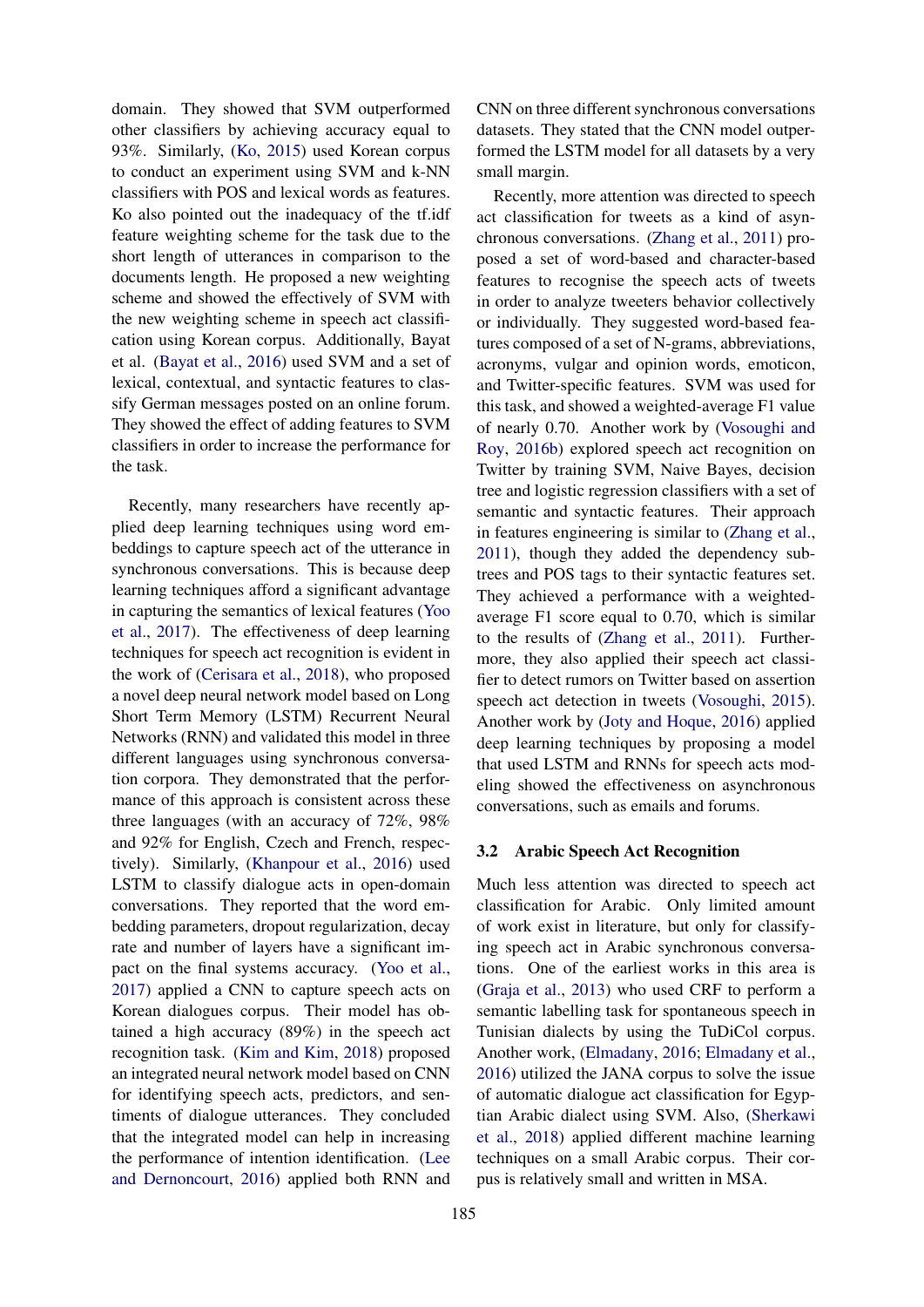domain. They showed that SVM outperformed other classifiers by achieving accuracy equal to 93%. Similarly, (Ko, 2015) used Korean corpus to conduct an experiment using SVM and k-NN classifiers with POS and lexical words as features. Ko also pointed out the inadequacy of the tf.idf feature weighting scheme for the task due to the short length of utterances in comparison to the documents length. He proposed a new weighting scheme and showed the effectively of SVM with the new weighting scheme in speech act classification using Korean corpus. Additionally, Bayat et al. (Bayat et al., 2016) used SVM and a set of lexical, contextual, and syntactic features to classify German messages posted on an online forum. They showed the effect of adding features to SVM classifiers in order to increase the performance for the task.

Recently, many researchers have recently applied deep learning techniques using word embeddings to capture speech act of the utterance in synchronous conversations. This is because deep learning techniques afford a significant advantage in capturing the semantics of lexical features (Yoo et al., 2017). The effectiveness of deep learning techniques for speech act recognition is evident in the work of (Cerisara et al., 2018), who proposed a novel deep neural network model based on Long Short Term Memory (LSTM) Recurrent Neural Networks (RNN) and validated this model in three different languages using synchronous conversation corpora. They demonstrated that the performance of this approach is consistent across these three languages (with an accuracy of 72%, 98% and 92% for English, Czech and French, respectively). Similarly, (Khanpour et al., 2016) used LSTM to classify dialogue acts in open-domain conversations. They reported that the word embedding parameters, dropout regularization, decay rate and number of layers have a significant impact on the final systems accuracy. (Yoo et al., 2017) applied a CNN to capture speech acts on Korean dialogues corpus. Their model has obtained a high accuracy (89%) in the speech act recognition task. (Kim and Kim, 2018) proposed an integrated neural network model based on CNN for identifying speech acts, predictors, and sentiments of dialogue utterances. They concluded that the integrated model can help in increasing the performance of intention identification. (Lee and Dernoncourt, 2016) applied both RNN and CNN on three different synchronous conversations datasets. They stated that the CNN model outperformed the LSTM model for all datasets by a very small margin.

Recently, more attention was directed to speech act classification for tweets as a kind of asynchronous conversations. (Zhang et al., 2011) proposed a set of word-based and character-based features to recognise the speech acts of tweets in order to analyze tweeters behavior collectively or individually. They suggested word-based features composed of a set of N-grams, abbreviations, acronyms, vulgar and opinion words, emoticon, and Twitter-specific features. SVM was used for this task, and showed a weighted-average F1 value of nearly 0.70. Another work by (Vosoughi and Roy, 2016b) explored speech act recognition on Twitter by training SVM, Naive Bayes, decision tree and logistic regression classifiers with a set of semantic and syntactic features. Their approach in features engineering is similar to (Zhang et al., 2011), though they added the dependency subtrees and POS tags to their syntactic features set. They achieved a performance with a weighted-average F1 score equal to 0.70, which is similar to the results of (Zhang et al., 2011). Furthermore, they also applied their speech act classifier to detect rumors on Twitter based on assertion speech act detection in tweets (Vosoughi, 2015). Another work by (Joty and Hoque, 2016) applied deep learning techniques by proposing a model that used LSTM and RNNs for speech acts modeling showed the effectiveness on asynchronous conversations, such as emails and forums.

### 3.2 Arabic Speech Act Recognition

Much less attention was directed to speech act classification for Arabic. Only limited amount of work exist in literature, but only for classifying speech act in Arabic synchronous conversations. One of the earliest works in this area is (Graja et al., 2013) who used CRF to perform a semantic labelling task for spontaneous speech in Tunisian dialects by using the TuDiCol corpus. Another work, (Elmadany, 2016; Elmadany et al., 2016) utilized the JANA corpus to solve the issue of automatic dialogue act classification for Egyptian Arabic dialect using SVM. Also, (Sherkawi et al., 2018) applied different machine learning techniques on a small Arabic corpus. Their corpus is relatively small and written in MSA.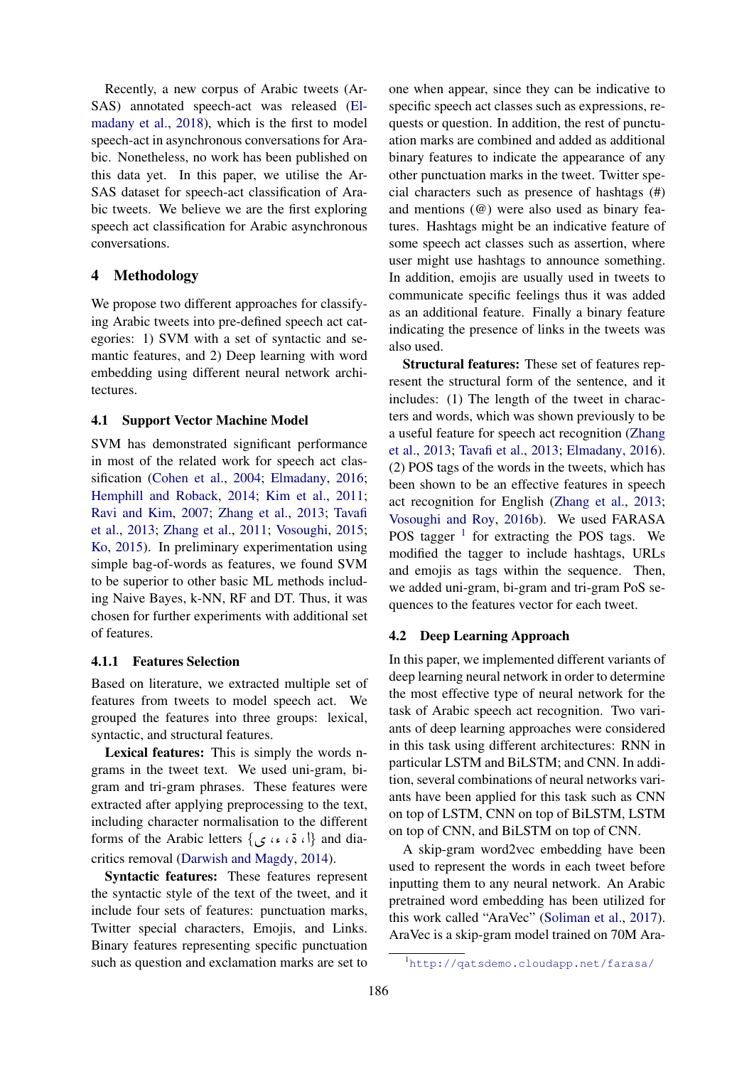Recently, a new corpus of Arabic tweets (ArSAS) annotated speech-act was released (Elmadany et al., 2018), which is the first to model speech-act in asynchronous conversations for Arabic. Nonetheless, no work has been published on this data yet. In this paper, we utilise the ArSAS dataset for speech-act classification of Arabic tweets. We believe we are the first exploring speech act classification for Arabic asynchronous conversations.

## 4 Methodology

We propose two different approaches for classifying Arabic tweets into pre-defined speech act categories: 1) SVM with a set of syntactic and semantic features, and 2) Deep learning with word embedding using different neural network architectures.

### 4.1 Support Vector Machine Model

SVM has demonstrated significant performance in most of the related work for speech act classification (Cohen et al., 2004; Elmadany, 2016; Hemphill and Roback, 2014; Kim et al., 2011; Ravi and Kim, 2007; Zhang et al., 2013; Tavafi et al., 2013; Zhang et al., 2011; Vosoughi, 2015; Ko, 2015). In preliminary experimentation using simple bag-of-words as features, we found SVM to be superior to other basic ML methods including Naive Bayes, k-NN, RF and DT. Thus, it was chosen for further experiments with additional set of features.

#### 4.1.1 Features Selection

Based on literature, we extracted multiple set of features from tweets to model speech act. We grouped the features into three groups: lexical, syntactic, and structural features.

**Lexical features:** This is simply the words n-grams in the tweet text. We used uni-gram, bi-gram and tri-gram phrases. These features were extracted after applying preprocessing to the text, including character normalisation to the different forms of the Arabic letters {ا، ة، ء، ى} and diacritics removal (Darwish and Magdy, 2014).

**Syntactic features:** These features represent the syntactic style of the text of the tweet, and it include four sets of features: punctuation marks, Twitter special characters, Emojis, and Links. Binary features representing specific punctuation such as question and exclamation marks are set to one when appear, since they can be indicative to specific speech act classes such as expressions, requests or question. In addition, the rest of punctuation marks are combined and added as additional binary features to indicate the appearance of any other punctuation marks in the tweet. Twitter special characters such as presence of hashtags (#) and mentions (@) were also used as binary features. Hashtags might be an indicative feature of some speech act classes such as assertion, where user might use hashtags to announce something. In addition, emojis are usually used in tweets to communicate specific feelings thus it was added as an additional feature. Finally a binary feature indicating the presence of links in the tweets was also used.

**Structural features:** These set of features represent the structural form of the sentence, and it includes: (1) The length of the tweet in characters and words, which was shown previously to be a useful feature for speech act recognition (Zhang et al., 2013; Tavafi et al., 2013; Elmadany, 2016). (2) POS tags of the words in the tweets, which has been shown to be an effective features in speech act recognition for English (Zhang et al., 2013; Vosoughi and Roy, 2016b). We used FARASA POS tagger [1] for extracting the POS tags. We modified the tagger to include hashtags, URLs and emojis as tags within the sequence. Then, we added uni-gram, bi-gram and tri-gram PoS sequences to the features vector for each tweet.

### 4.2 Deep Learning Approach

In this paper, we implemented different variants of deep learning neural network in order to determine the most effective type of neural network for the task of Arabic speech act recognition. Two variants of deep learning approaches were considered in this task using different architectures: RNN in particular LSTM and BiLSTM; and CNN. In addition, several combinations of neural networks variants have been applied for this task such as CNN on top of LSTM, CNN on top of BiLSTM, LSTM on top of CNN, and BiLSTM on top of CNN.

A skip-gram word2vec embedding have been used to represent the words in each tweet before inputting them to any neural network. An Arabic pretrained word embedding has been utilized for this work called "AraVec" (Soliman et al., 2017). AraVec is a skip-gram model trained on 70M Ara-

[1] http://qatsdemo.cloudapp.net/farasa/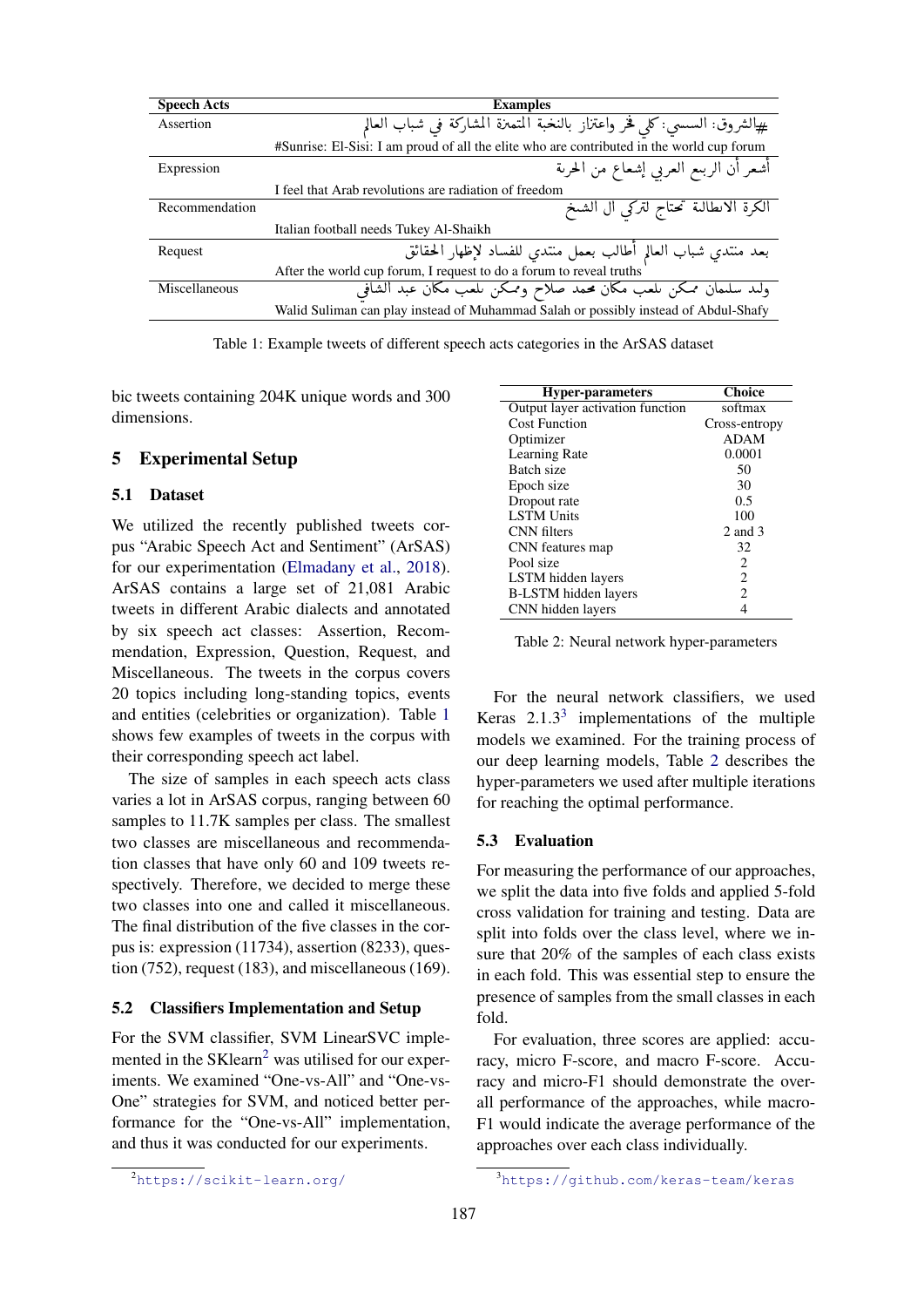| Speech Acts | Examples |
|---|---|
| Assertion | #الشروق: السيسي: كلي فخر واعتزاز بالنخبة المتميزة المشاركة في شباب العالم |
| | #Sunrise: El-Sisi: I am proud of all the elite who are contributed in the world cup forum |
| Expression | أشعر أن الربيع العربي إشعاع من الحرية |
| | I feel that Arab revolutions are radiation of freedom |
| Recommendation | الكرة الانطالية تحتاج لتركي ال الشخ |
| | Italian football needs Tukey Al-Shaikh |
| Request | بعد منتدي شباب العالم أطالب بعمل منتدي للفساد لإظهار الحقائق |
| | After the world cup forum, I request to do a forum to reveal truths |
| Miscellaneous | وليد سليمان ممكن يلعب مكان محمد صلاح وممكن يلعب مكان عبد الشافي |
| | Walid Suliman can play instead of Muhammad Salah or possibly instead of Abdul-Shafy |

Table 1: Example tweets of different speech acts categories in the ArSAS dataset

bic tweets containing 204K unique words and 300 dimensions.

## 5 Experimental Setup

### 5.1 Dataset

We utilized the recently published tweets corpus "Arabic Speech Act and Sentiment" (ArSAS) for our experimentation (Elmadany et al., 2018). ArSAS contains a large set of 21,081 Arabic tweets in different Arabic dialects and annotated by six speech act classes: Assertion, Recommendation, Expression, Question, Request, and Miscellaneous. The tweets in the corpus covers 20 topics including long-standing topics, events and entities (celebrities or organization). Table 1 shows few examples of tweets in the corpus with their corresponding speech act label.

The size of samples in each speech acts class varies a lot in ArSAS corpus, ranging between 60 samples to 11.7K samples per class. The smallest two classes are miscellaneous and recommendation classes that have only 60 and 109 tweets respectively. Therefore, we decided to merge these two classes into one and called it miscellaneous. The final distribution of the five classes in the corpus is: expression (11734), assertion (8233), question (752), request (183), and miscellaneous (169).

### 5.2 Classifiers Implementation and Setup

For the SVM classifier, SVM LinearSVC implemented in the SKlearn[2] was utilised for our experiments. We examined "One-vs-All" and "One-vs-One" strategies for SVM, and noticed better performance for the "One-vs-All" implementation, and thus it was conducted for our experiments.

| Hyper-parameters | Choice |
|---|---|
| Output layer activation function | softmax |
| Cost Function | Cross-entropy |
| Optimizer | ADAM |
| Learning Rate | 0.0001 |
| Batch size | 50 |
| Epoch size | 30 |
| Dropout rate | 0.5 |
| LSTM Units | 100 |
| CNN filters | 2 and 3 |
| CNN features map | 32 |
| Pool size | 2 |
| LSTM hidden layers | 2 |
| B-LSTM hidden layers | 2 |
| CNN hidden layers | 4 |

Table 2: Neural network hyper-parameters

For the neural network classifiers, we used Keras 2.1.3[3] implementations of the multiple models we examined. For the training process of our deep learning models, Table 2 describes the hyper-parameters we used after multiple iterations for reaching the optimal performance.

### 5.3 Evaluation

For measuring the performance of our approaches, we split the data into five folds and applied 5-fold cross validation for training and testing. Data are split into folds over the class level, where we insure that 20% of the samples of each class exists in each fold. This was essential step to ensure the presence of samples from the small classes in each fold.

For evaluation, three scores are applied: accuracy, micro F-score, and macro F-score. Accuracy and micro-F1 should demonstrate the overall performance of the approaches, while macro-F1 would indicate the average performance of the approaches over each class individually.

[2]https://scikit-learn.org/

[3]https://github.com/keras-team/keras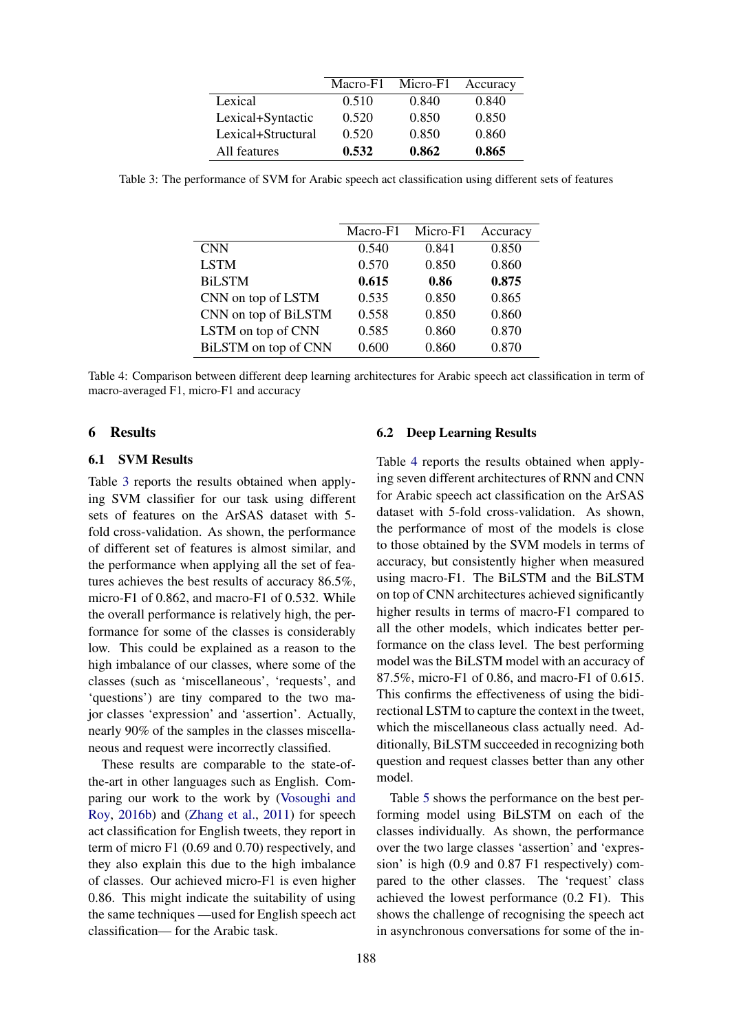| | Macro-F1 | Micro-F1 | Accuracy |
|---|---|---|---|
| Lexical | 0.510 | 0.840 | 0.840 |
| Lexical+Syntactic | 0.520 | 0.850 | 0.850 |
| Lexical+Structural | 0.520 | 0.850 | 0.860 |
| All features | **0.532** | **0.862** | **0.865** |

Table 3: The performance of SVM for Arabic speech act classification using different sets of features

| | Macro-F1 | Micro-F1 | Accuracy |
|---|---|---|---|
| CNN | 0.540 | 0.841 | 0.850 |
| LSTM | 0.570 | 0.850 | 0.860 |
| BiLSTM | **0.615** | **0.86** | **0.875** |
| CNN on top of LSTM | 0.535 | 0.850 | 0.865 |
| CNN on top of BiLSTM | 0.558 | 0.850 | 0.860 |
| LSTM on top of CNN | 0.585 | 0.860 | 0.870 |
| BiLSTM on top of CNN | 0.600 | 0.860 | 0.870 |

Table 4: Comparison between different deep learning architectures for Arabic speech act classification in term of macro-averaged F1, micro-F1 and accuracy

## 6 Results

### 6.1 SVM Results

Table 3 reports the results obtained when applying SVM classifier for our task using different sets of features on the ArSAS dataset with 5-fold cross-validation. As shown, the performance of different set of features is almost similar, and the performance when applying all the set of features achieves the best results of accuracy 86.5%, micro-F1 of 0.862, and macro-F1 of 0.532. While the overall performance is relatively high, the performance for some of the classes is considerably low. This could be explained as a reason to the high imbalance of our classes, where some of the classes (such as 'miscellaneous', 'requests', and 'questions') are tiny compared to the two major classes 'expression' and 'assertion'. Actually, nearly 90% of the samples in the classes miscellaneous and request were incorrectly classified.

These results are comparable to the state-of-the-art in other languages such as English. Comparing our work to the work by (Vosoughi and Roy, 2016b) and (Zhang et al., 2011) for speech act classification for English tweets, they report in term of micro F1 (0.69 and 0.70) respectively, and they also explain this due to the high imbalance of classes. Our achieved micro-F1 is even higher 0.86. This might indicate the suitability of using the same techniques —used for English speech act classification— for the Arabic task.

### 6.2 Deep Learning Results

Table 4 reports the results obtained when applying seven different architectures of RNN and CNN for Arabic speech act classification on the ArSAS dataset with 5-fold cross-validation. As shown, the performance of most of the models is close to those obtained by the SVM models in terms of accuracy, but consistently higher when measured using macro-F1. The BiLSTM and the BiLSTM on top of CNN architectures achieved significantly higher results in terms of macro-F1 compared to all the other models, which indicates better performance on the class level. The best performing model was the BiLSTM model with an accuracy of 87.5%, micro-F1 of 0.86, and macro-F1 of 0.615. This confirms the effectiveness of using the bidirectional LSTM to capture the context in the tweet, which the miscellaneous class actually need. Additionally, BiLSTM succeeded in recognizing both question and request classes better than any other model.

Table 5 shows the performance on the best performing model using BiLSTM on each of the classes individually. As shown, the performance over the two large classes 'assertion' and 'expression' is high (0.9 and 0.87 F1 respectively) compared to the other classes. The 'request' class achieved the lowest performance (0.2 F1). This shows the challenge of recognising the speech act in asynchronous conversations for some of the in-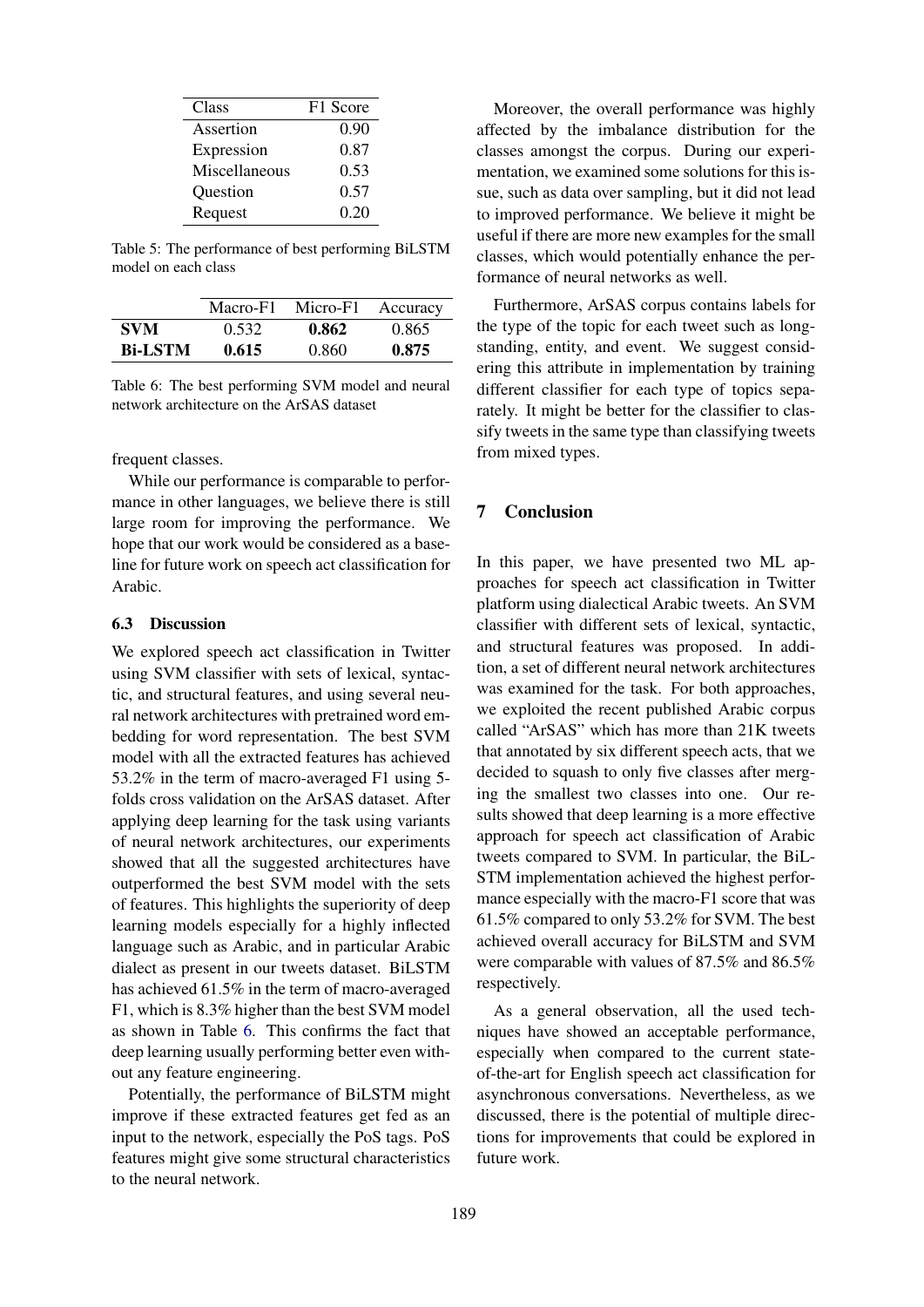| Class | F1 Score |
|---|---|
| Assertion | 0.90 |
| Expression | 0.87 |
| Miscellaneous | 0.53 |
| Question | 0.57 |
| Request | 0.20 |

Table 5: The performance of best performing BiLSTM model on each class

| | Macro-F1 | Micro-F1 | Accuracy |
|---|---|---|---|
| **SVM** | 0.532 | **0.862** | 0.865 |
| **Bi-LSTM** | **0.615** | 0.860 | **0.875** |

Table 6: The best performing SVM model and neural network architecture on the ArSAS dataset

frequent classes.

While our performance is comparable to performance in other languages, we believe there is still large room for improving the performance. We hope that our work would be considered as a baseline for future work on speech act classification for Arabic.

### 6.3 Discussion

We explored speech act classification in Twitter using SVM classifier with sets of lexical, syntactic, and structural features, and using several neural network architectures with pretrained word embedding for word representation. The best SVM model with all the extracted features has achieved 53.2% in the term of macro-averaged F1 using 5-folds cross validation on the ArSAS dataset. After applying deep learning for the task using variants of neural network architectures, our experiments showed that all the suggested architectures have outperformed the best SVM model with the sets of features. This highlights the superiority of deep learning models especially for a highly inflected language such as Arabic, and in particular Arabic dialect as present in our tweets dataset. BiLSTM has achieved 61.5% in the term of macro-averaged F1, which is 8.3% higher than the best SVM model as shown in Table 6. This confirms the fact that deep learning usually performing better even without any feature engineering.

Potentially, the performance of BiLSTM might improve if these extracted features get fed as an input to the network, especially the PoS tags. PoS features might give some structural characteristics to the neural network.

Moreover, the overall performance was highly affected by the imbalance distribution for the classes amongst the corpus. During our experimentation, we examined some solutions for this issue, such as data over sampling, but it did not lead to improved performance. We believe it might be useful if there are more new examples for the small classes, which would potentially enhance the performance of neural networks as well.

Furthermore, ArSAS corpus contains labels for the type of the topic for each tweet such as long-standing, entity, and event. We suggest considering this attribute in implementation by training different classifier for each type of topics separately. It might be better for the classifier to classify tweets in the same type than classifying tweets from mixed types.

## 7 Conclusion

In this paper, we have presented two ML approaches for speech act classification in Twitter platform using dialectical Arabic tweets. An SVM classifier with different sets of lexical, syntactic, and structural features was proposed. In addition, a set of different neural network architectures was examined for the task. For both approaches, we exploited the recent published Arabic corpus called "ArSAS" which has more than 21K tweets that annotated by six different speech acts, that we decided to squash to only five classes after merging the smallest two classes into one. Our results showed that deep learning is a more effective approach for speech act classification of Arabic tweets compared to SVM. In particular, the BiLSTM implementation achieved the highest performance especially with the macro-F1 score that was 61.5% compared to only 53.2% for SVM. The best achieved overall accuracy for BiLSTM and SVM were comparable with values of 87.5% and 86.5% respectively.

As a general observation, all the used techniques have showed an acceptable performance, especially when compared to the current state-of-the-art for English speech act classification for asynchronous conversations. Nevertheless, as we discussed, there is the potential of multiple directions for improvements that could be explored in future work.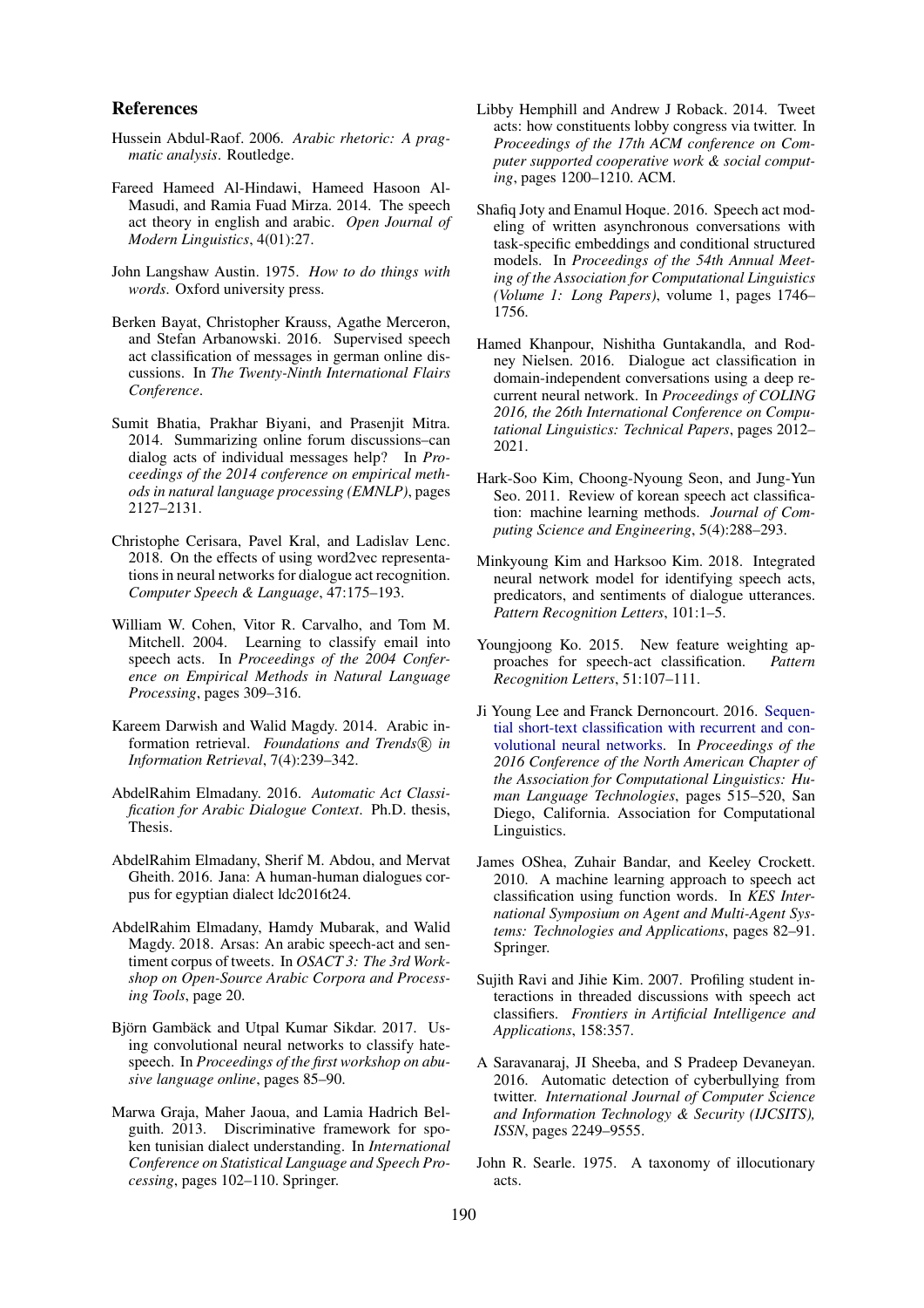## References

Hussein Abdul-Raof. 2006. *Arabic rhetoric: A pragmatic analysis*. Routledge.

Fareed Hameed Al-Hindawi, Hameed Hasoon Al-Masudi, and Ramia Fuad Mirza. 2014. The speech act theory in english and arabic. *Open Journal of Modern Linguistics*, 4(01):27.

John Langshaw Austin. 1975. *How to do things with words*. Oxford university press.

Berken Bayat, Christopher Krauss, Agathe Merceron, and Stefan Arbanowski. 2016. Supervised speech act classification of messages in german online discussions. In *The Twenty-Ninth International Flairs Conference*.

Sumit Bhatia, Prakhar Biyani, and Prasenjit Mitra. 2014. Summarizing online forum discussions–can dialog acts of individual messages help? In *Proceedings of the 2014 conference on empirical methods in natural language processing (EMNLP)*, pages 2127–2131.

Christophe Cerisara, Pavel Kral, and Ladislav Lenc. 2018. On the effects of using word2vec representations in neural networks for dialogue act recognition. *Computer Speech & Language*, 47:175–193.

William W. Cohen, Vitor R. Carvalho, and Tom M. Mitchell. 2004. Learning to classify email into speech acts. In *Proceedings of the 2004 Conference on Empirical Methods in Natural Language Processing*, pages 309–316.

Kareem Darwish and Walid Magdy. 2014. Arabic information retrieval. *Foundations and Trends® in Information Retrieval*, 7(4):239–342.

AbdelRahim Elmadany. 2016. *Automatic Act Classification for Arabic Dialogue Context*. Ph.D. thesis, Thesis.

AbdelRahim Elmadany, Sherif M. Abdou, and Mervat Gheith. 2016. Jana: A human-human dialogues corpus for egyptian dialect ldc2016t24.

AbdelRahim Elmadany, Hamdy Mubarak, and Walid Magdy. 2018. Arsas: An arabic speech-act and sentiment corpus of tweets. In *OSACT 3: The 3rd Workshop on Open-Source Arabic Corpora and Processing Tools*, page 20.

Björn Gambäck and Utpal Kumar Sikdar. 2017. Using convolutional neural networks to classify hate-speech. In *Proceedings of the first workshop on abusive language online*, pages 85–90.

Marwa Graja, Maher Jaoua, and Lamia Hadrich Belguith. 2013. Discriminative framework for spoken tunisian dialect understanding. In *International Conference on Statistical Language and Speech Processing*, pages 102–110. Springer.

Libby Hemphill and Andrew J Roback. 2014. Tweet acts: how constituents lobby congress via twitter. In *Proceedings of the 17th ACM conference on Computer supported cooperative work & social computing*, pages 1200–1210. ACM.

Shafiq Joty and Enamul Hoque. 2016. Speech act modeling of written asynchronous conversations with task-specific embeddings and conditional structured models. In *Proceedings of the 54th Annual Meeting of the Association for Computational Linguistics (Volume 1: Long Papers)*, volume 1, pages 1746–1756.

Hamed Khanpour, Nishitha Guntakandla, and Rodney Nielsen. 2016. Dialogue act classification in domain-independent conversations using a deep recurrent neural network. In *Proceedings of COLING 2016, the 26th International Conference on Computational Linguistics: Technical Papers*, pages 2012–2021.

Hark-Soo Kim, Choong-Nyoung Seon, and Jung-Yun Seo. 2011. Review of korean speech act classification: machine learning methods. *Journal of Computing Science and Engineering*, 5(4):288–293.

Minkyoung Kim and Harksoo Kim. 2018. Integrated neural network model for identifying speech acts, predicators, and sentiments of dialogue utterances. *Pattern Recognition Letters*, 101:1–5.

Youngjoong Ko. 2015. New feature weighting approaches for speech-act classification. *Pattern Recognition Letters*, 51:107–111.

Ji Young Lee and Franck Dernoncourt. 2016. Sequential short-text classification with recurrent and convolutional neural networks. In *Proceedings of the 2016 Conference of the North American Chapter of the Association for Computational Linguistics: Human Language Technologies*, pages 515–520, San Diego, California. Association for Computational Linguistics.

James OShea, Zuhair Bandar, and Keeley Crockett. 2010. A machine learning approach to speech act classification using function words. In *KES International Symposium on Agent and Multi-Agent Systems: Technologies and Applications*, pages 82–91. Springer.

Sujith Ravi and Jihie Kim. 2007. Profiling student interactions in threaded discussions with speech act classifiers. *Frontiers in Artificial Intelligence and Applications*, 158:357.

A Saravanaraj, JI Sheeba, and S Pradeep Devaneyan. 2016. Automatic detection of cyberbullying from twitter. *International Journal of Computer Science and Information Technology & Security (IJCSITS), ISSN*, pages 2249–9555.

John R. Searle. 1975. A taxonomy of illocutionary acts.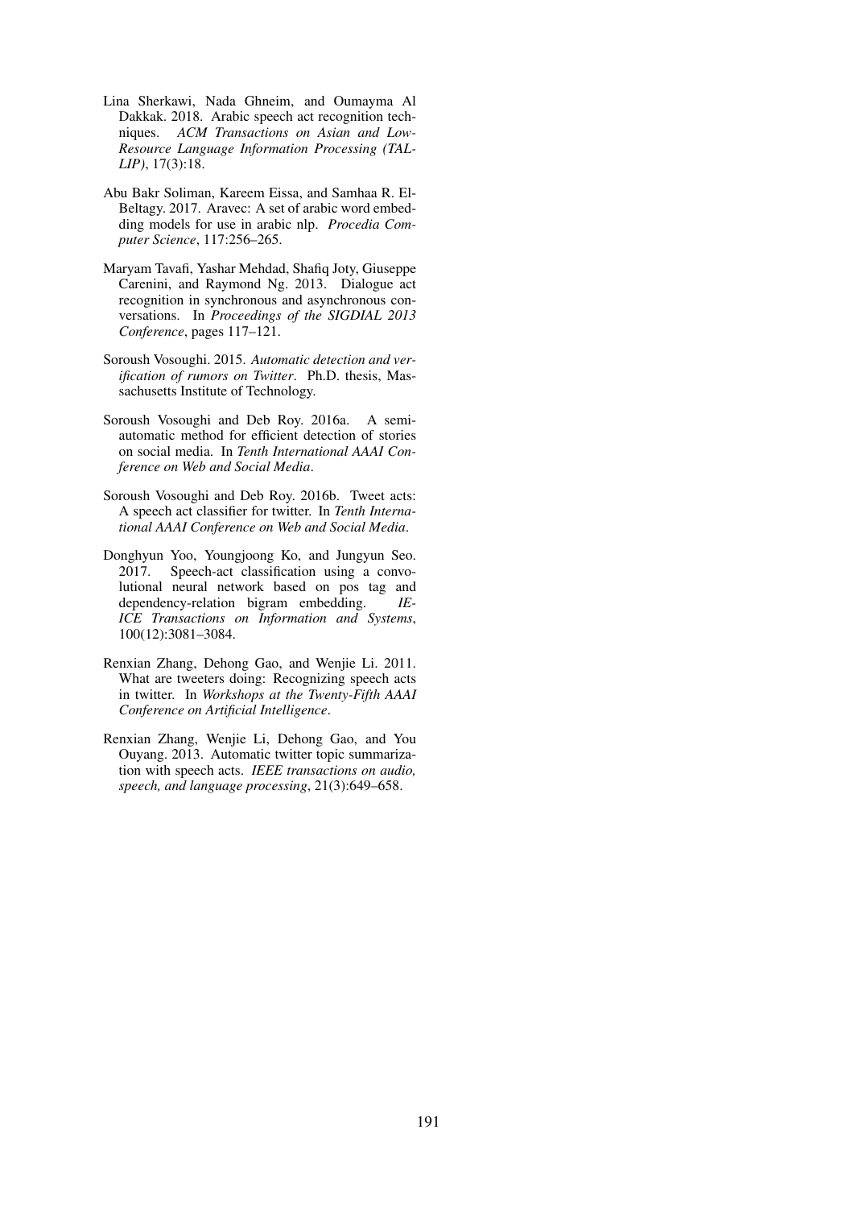Lina Sherkawi, Nada Ghneim, and Oumayma Al Dakkak. 2018. Arabic speech act recognition techniques. *ACM Transactions on Asian and Low-Resource Language Information Processing (TALLIP)*, 17(3):18.

Abu Bakr Soliman, Kareem Eissa, and Samhaa R. El-Beltagy. 2017. Aravec: A set of arabic word embedding models for use in arabic nlp. *Procedia Computer Science*, 117:256–265.

Maryam Tavafi, Yashar Mehdad, Shafiq Joty, Giuseppe Carenini, and Raymond Ng. 2013. Dialogue act recognition in synchronous and asynchronous conversations. In *Proceedings of the SIGDIAL 2013 Conference*, pages 117–121.

Soroush Vosoughi. 2015. *Automatic detection and verification of rumors on Twitter*. Ph.D. thesis, Massachusetts Institute of Technology.

Soroush Vosoughi and Deb Roy. 2016a. A semi-automatic method for efficient detection of stories on social media. In *Tenth International AAAI Conference on Web and Social Media*.

Soroush Vosoughi and Deb Roy. 2016b. Tweet acts: A speech act classifier for twitter. In *Tenth International AAAI Conference on Web and Social Media*.

Donghyun Yoo, Youngjoong Ko, and Jungyun Seo. 2017. Speech-act classification using a convolutional neural network based on pos tag and dependency-relation bigram embedding. *IEICE Transactions on Information and Systems*, 100(12):3081–3084.

Renxian Zhang, Dehong Gao, and Wenjie Li. 2011. What are tweeters doing: Recognizing speech acts in twitter. In *Workshops at the Twenty-Fifth AAAI Conference on Artificial Intelligence*.

Renxian Zhang, Wenjie Li, Dehong Gao, and You Ouyang. 2013. Automatic twitter topic summarization with speech acts. *IEEE transactions on audio, speech, and language processing*, 21(3):649–658.